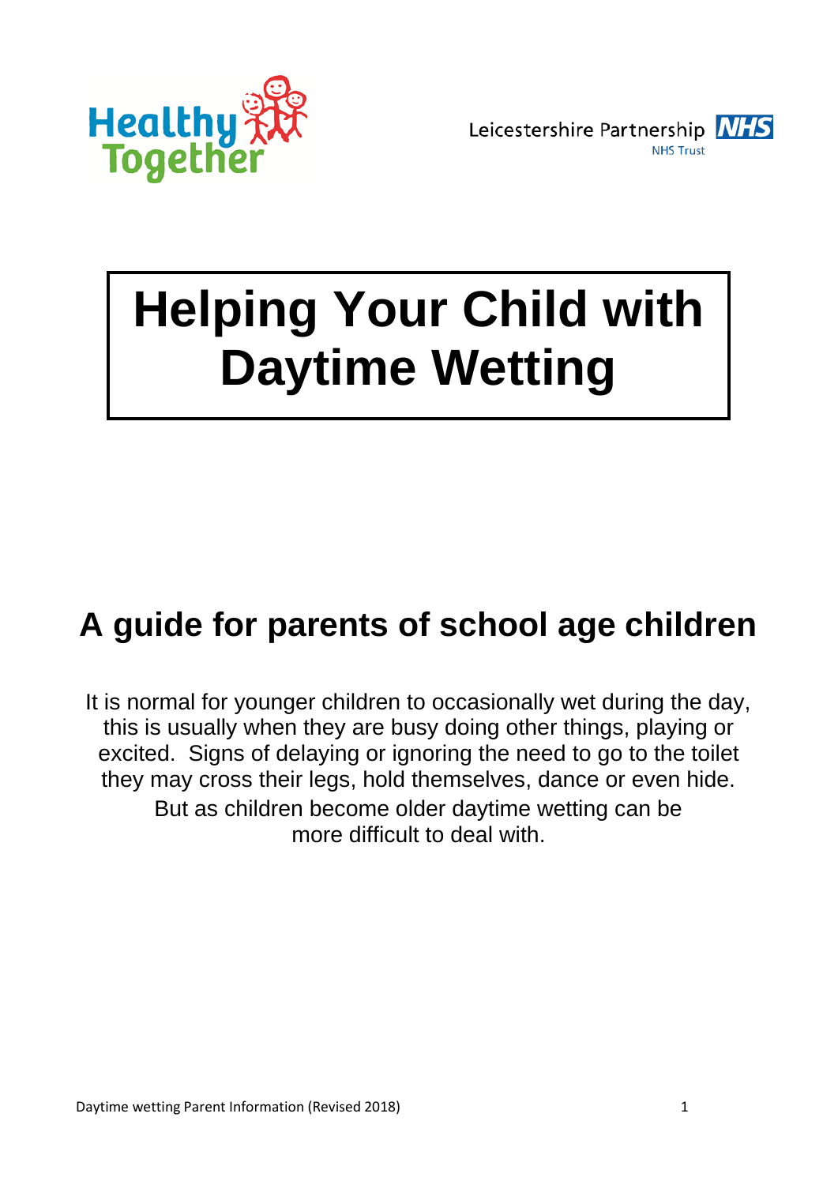Healthy Together

Leicestershire Partnership NHS Trust

# Helping Your Child with Daytime Wetting

## A guide for parents of school age children

It is normal for younger children to occasionally wet during the day, this is usually when they are busy doing other things, playing or excited. Signs of delaying or ignoring the need to go to the toilet they may cross their legs, hold themselves, dance or even hide. But as children become older daytime wetting can be more difficult to deal with.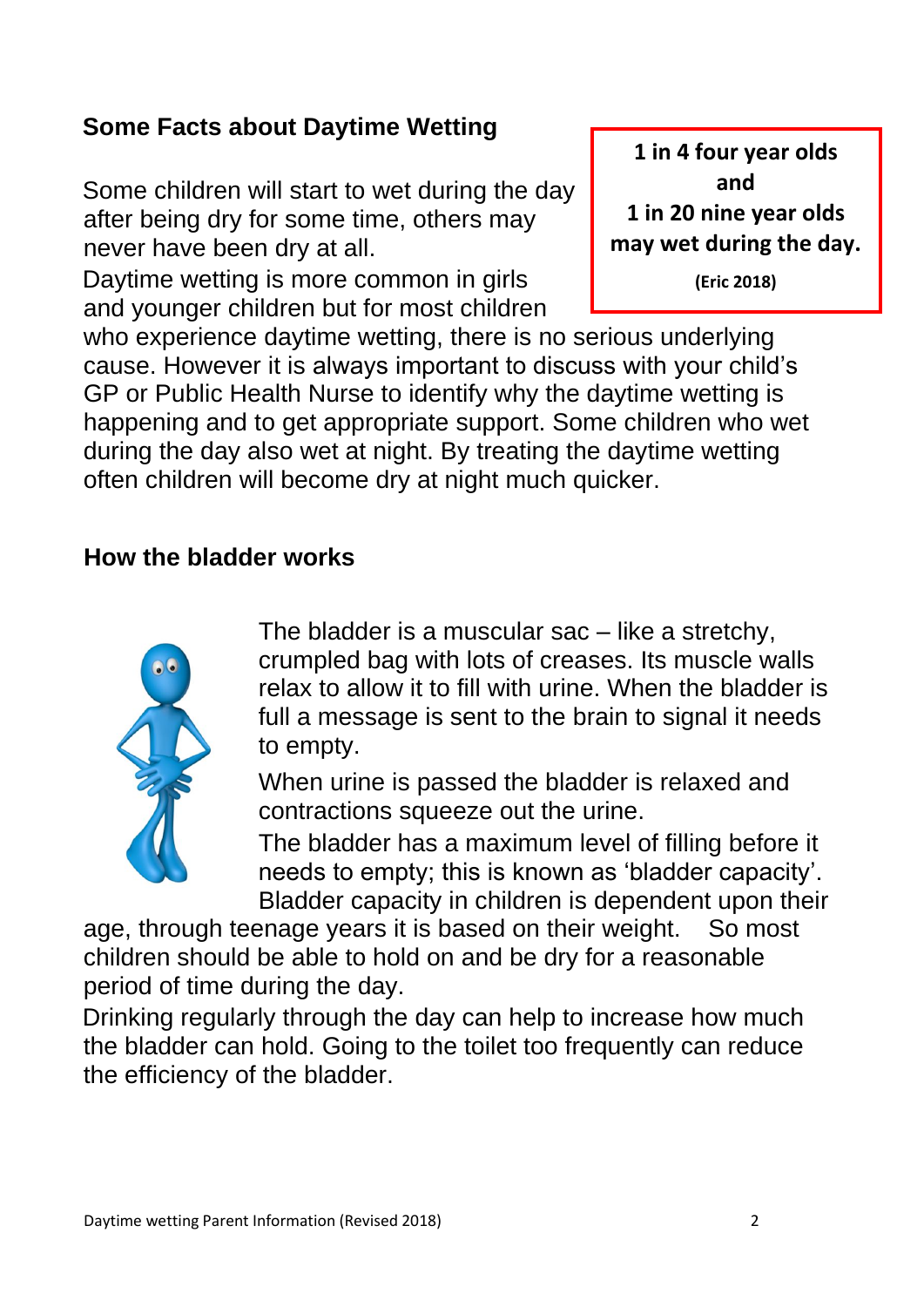## Some Facts about Daytime Wetting

**1 in 4 four year olds and 1 in 20 nine year olds may wet during the day.**

**(Eric 2018)**

Some children will start to wet during the day after being dry for some time, others may never have been dry at all.

Daytime wetting is more common in girls and younger children but for most children who experience daytime wetting, there is no serious underlying cause. However it is always important to discuss with your child's GP or Public Health Nurse to identify why the daytime wetting is happening and to get appropriate support. Some children who wet during the day also wet at night. By treating the daytime wetting often children will become dry at night much quicker.

## How the bladder works

The bladder is a muscular sac – like a stretchy, crumpled bag with lots of creases. Its muscle walls relax to allow it to fill with urine. When the bladder is full a message is sent to the brain to signal it needs to empty.

When urine is passed the bladder is relaxed and contractions squeeze out the urine.

The bladder has a maximum level of filling before it needs to empty; this is known as 'bladder capacity'. Bladder capacity in children is dependent upon their age, through teenage years it is based on their weight. So most children should be able to hold on and be dry for a reasonable period of time during the day.

Drinking regularly through the day can help to increase how much the bladder can hold. Going to the toilet too frequently can reduce the efficiency of the bladder.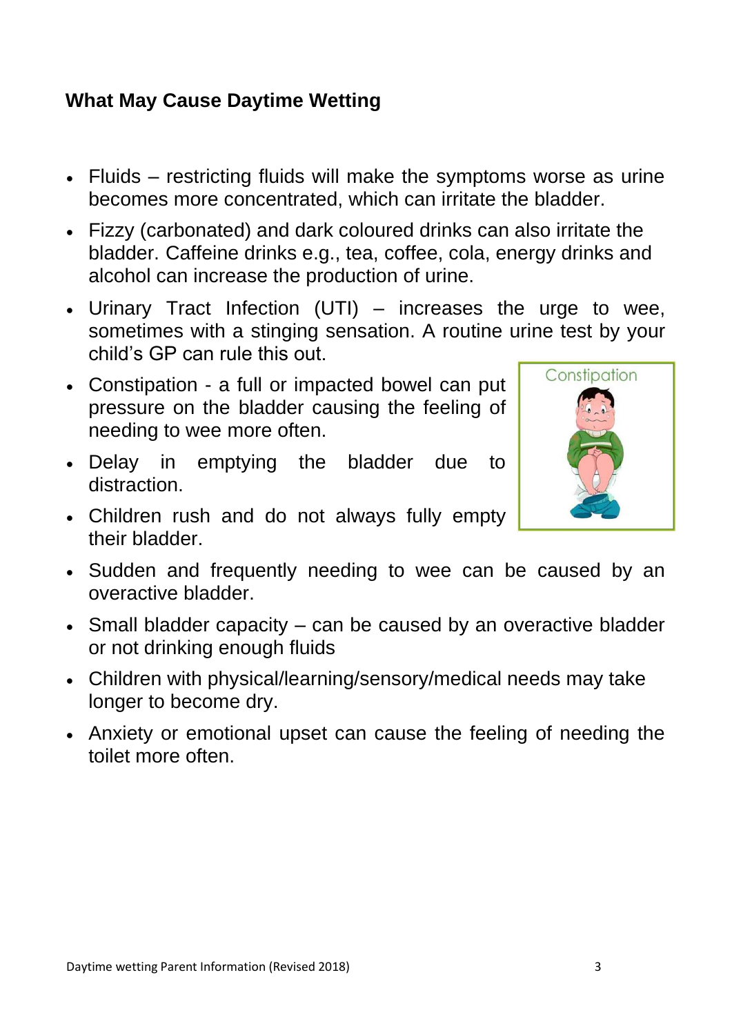## What May Cause Daytime Wetting

- Fluids – restricting fluids will make the symptoms worse as urine becomes more concentrated, which can irritate the bladder.
- Fizzy (carbonated) and dark coloured drinks can also irritate the bladder. Caffeine drinks e.g., tea, coffee, cola, energy drinks and alcohol can increase the production of urine.
- Urinary Tract Infection (UTI) – increases the urge to wee, sometimes with a stinging sensation. A routine urine test by your child's GP can rule this out.
- Constipation - a full or impacted bowel can put pressure on the bladder causing the feeling of needing to wee more often.
- Delay in emptying the bladder due to distraction.
- Children rush and do not always fully empty their bladder.
- Sudden and frequently needing to wee can be caused by an overactive bladder.
- Small bladder capacity – can be caused by an overactive bladder or not drinking enough fluids
- Children with physical/learning/sensory/medical needs may take longer to become dry.
- Anxiety or emotional upset can cause the feeling of needing the toilet more often.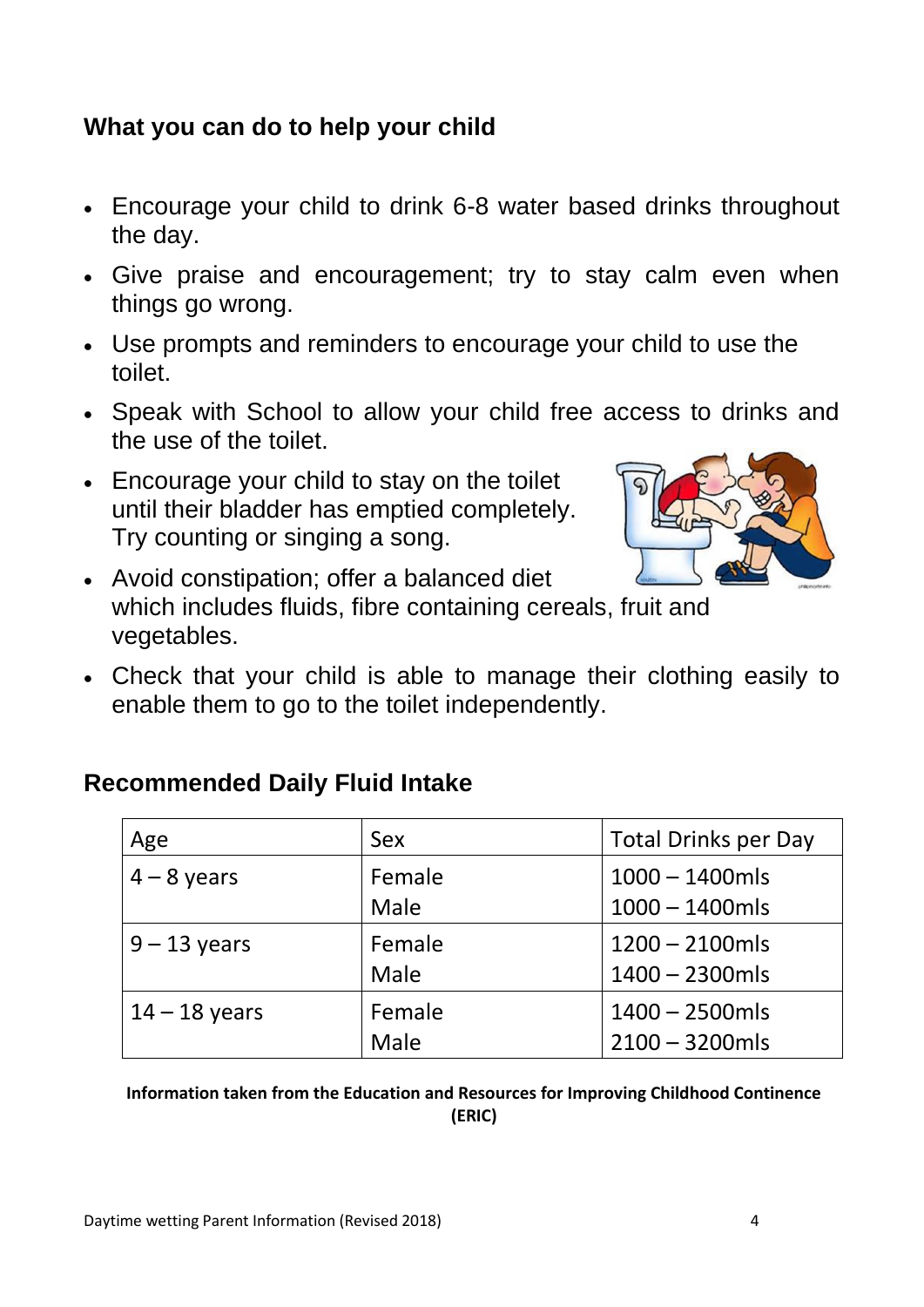## What you can do to help your child

- Encourage your child to drink 6-8 water based drinks throughout the day.
- Give praise and encouragement; try to stay calm even when things go wrong.
- Use prompts and reminders to encourage your child to use the toilet.
- Speak with School to allow your child free access to drinks and the use of the toilet.
- Encourage your child to stay on the toilet until their bladder has emptied completely. Try counting or singing a song.
- Avoid constipation; offer a balanced diet which includes fluids, fibre containing cereals, fruit and vegetables.
- Check that your child is able to manage their clothing easily to enable them to go to the toilet independently.

## Recommended Daily Fluid Intake

| Age | Sex | Total Drinks per Day |
|---|---|---|
| 4 – 8 years | Female<br>Male | 1000 – 1400mls<br>1000 – 1400mls |
| 9 – 13 years | Female<br>Male | 1200 – 2100mls<br>1400 – 2300mls |
| 14 – 18 years | Female<br>Male | 1400 – 2500mls<br>2100 – 3200mls |

**Information taken from the Education and Resources for Improving Childhood Continence (ERIC)**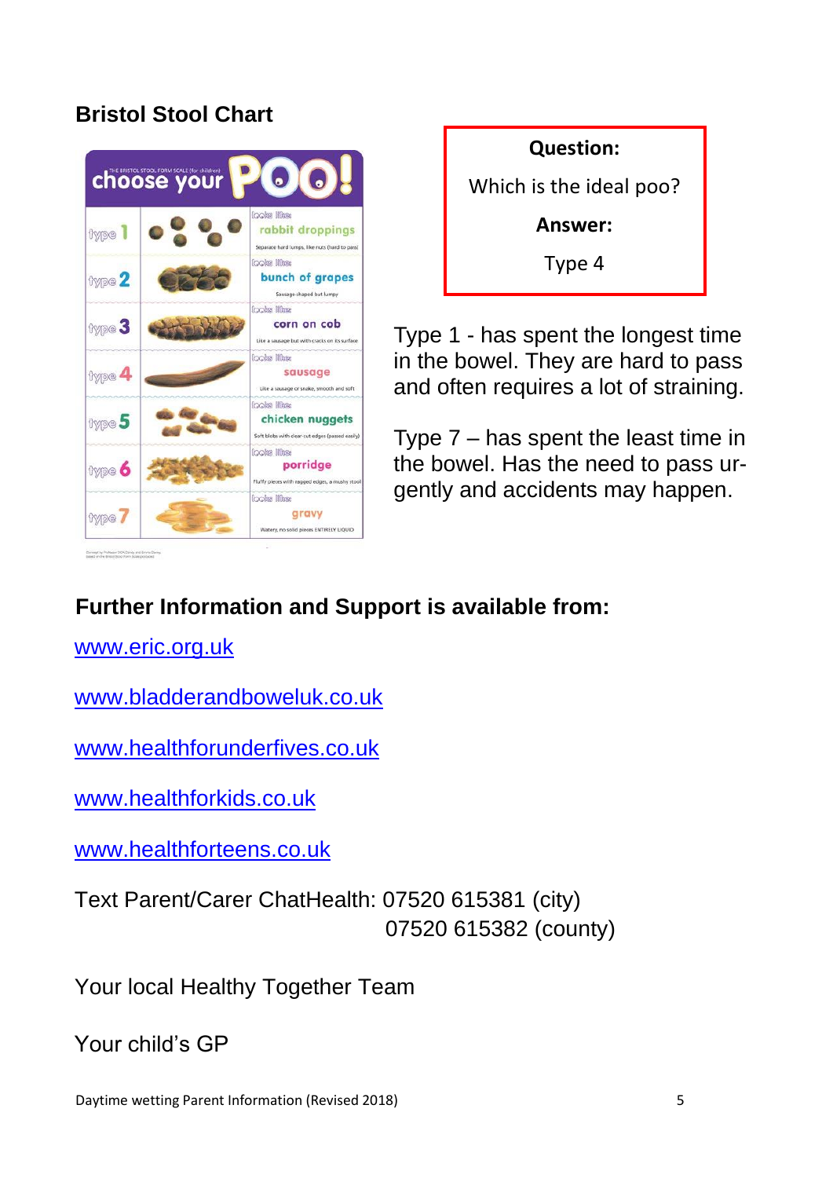## Bristol Stool Chart

THE BRISTOL STOOL FORM SCALE (for children)
choose your POO!

| | | |
|---|---|---|
| type 1 | | looks like: rabbit droppings — Separate hard lumps, like nuts (hard to pass) |
| type 2 | | looks like: bunch of grapes — Sausage-shaped but lumpy |
| type 3 | | looks like: corn on cob — Like a sausage but with cracks on its surface |
| type 4 | | looks like: sausage — Like a sausage or snake, smooth and soft |
| type 5 | | looks like: chicken nuggets — Soft blobs with clear-cut edges (passed easily) |
| type 6 | | looks like: porridge — Fluffy pieces with ragged edges, a mushy stool |
| type 7 | | looks like: gravy — Watery, no solid pieces ENTIRELY LIQUID |

**Question:**

Which is the ideal poo?

**Answer:**

Type 4

Type 1 - has spent the longest time in the bowel. They are hard to pass and often requires a lot of straining.

Type 7 – has spent the least time in the bowel. Has the need to pass urgently and accidents may happen.

### Further Information and Support is available from:

www.eric.org.uk

www.bladderandboweluk.co.uk

www.healthforunderfives.co.uk

www.healthforkids.co.uk

www.healthforteens.co.uk

Text Parent/Carer ChatHealth: 07520 615381 (city)
07520 615382 (county)

Your local Healthy Together Team

Your child's GP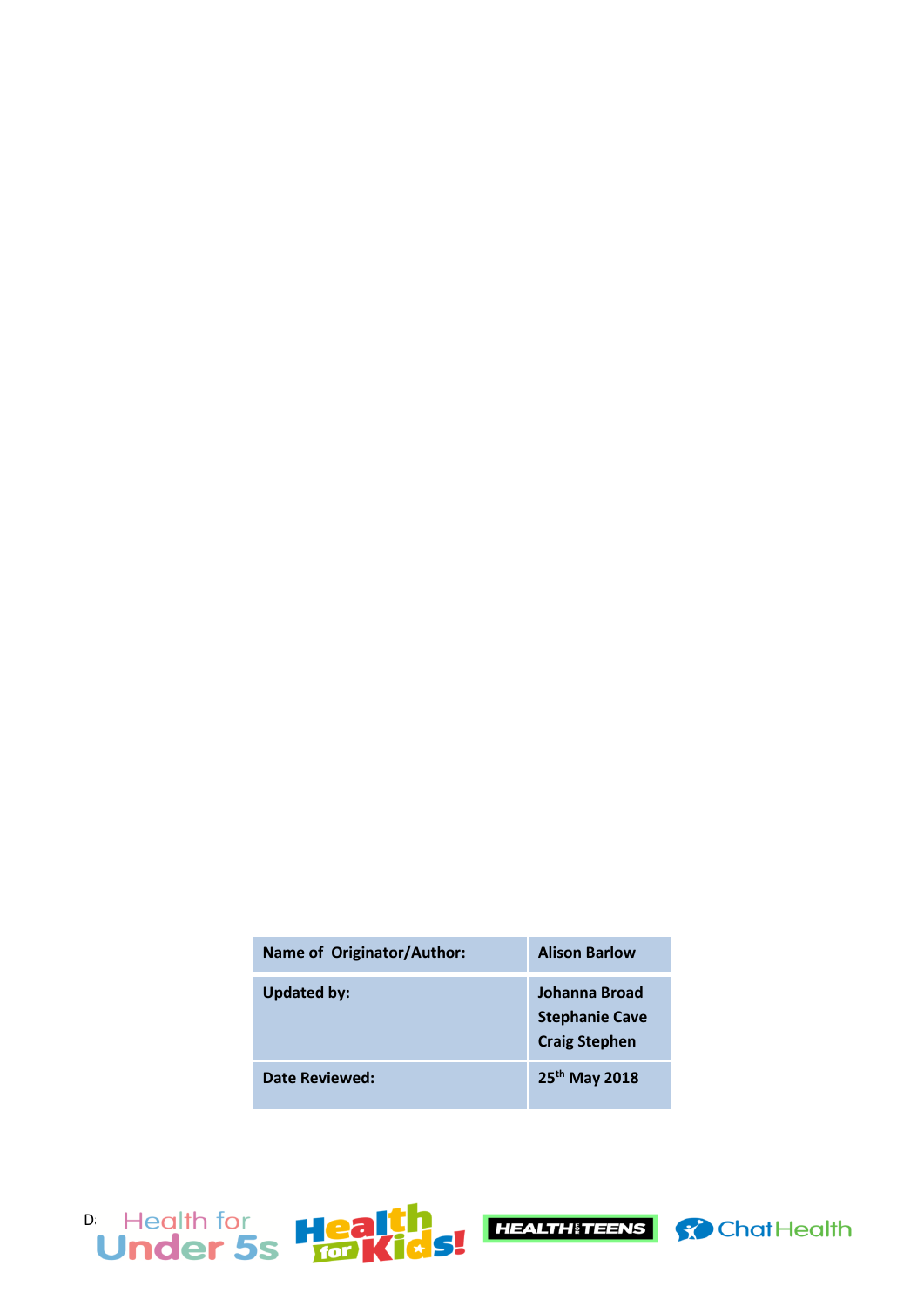| | |
|---|---|
| **Name of Originator/Author:** | **Alison Barlow** |
| **Updated by:** | **Johanna Broad**<br>**Stephanie Cave**<br>**Craig Stephen** |
| **Date Reviewed:** | **25th May 2018** |